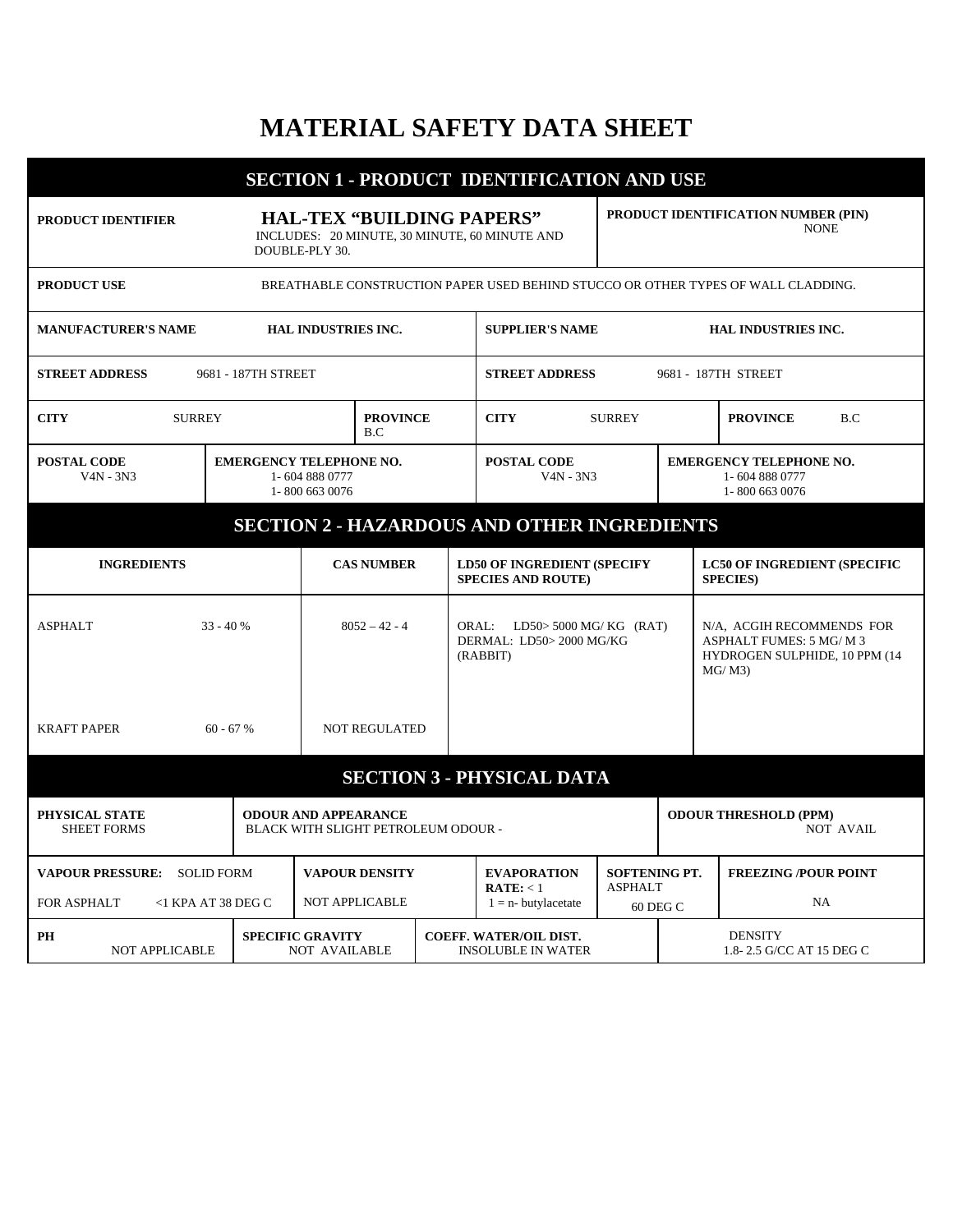# MATERIAL SAFETY DATA SHEET

## SECTION 1 - PRODUCT IDENTIFICATION AND USE

| | | | |
|---|---|---|---|
| **PRODUCT IDENTIFIER** | **HAL-TEX "BUILDING PAPERS"** INCLUDES: 20 MINUTE, 30 MINUTE, 60 MINUTE AND DOUBLE-PLY 30. | **PRODUCT IDENTIFICATION NUMBER (PIN)** NONE | |
| **PRODUCT USE** | BREATHABLE CONSTRUCTION PAPER USED BEHIND STUCCO OR OTHER TYPES OF WALL CLADDING. | | |
| **MANUFACTURER'S NAME** | **HAL INDUSTRIES INC.** | **SUPPLIER'S NAME** | **HAL INDUSTRIES INC.** |
| **STREET ADDRESS** | 9681 - 187TH STREET | **STREET ADDRESS** | 9681 - 187TH STREET |
| **CITY** SURREY | **PROVINCE** B.C | **CITY** SURREY | **PROVINCE** B.C |
| **POSTAL CODE** V4N - 3N3 | **EMERGENCY TELEPHONE NO.** 1- 604 888 0777 1- 800 663 0076 | **POSTAL CODE** V4N - 3N3 | **EMERGENCY TELEPHONE NO.** 1- 604 888 0777 1- 800 663 0076 |

## SECTION 2 - HAZARDOUS AND OTHER INGREDIENTS

| INGREDIENTS | | CAS NUMBER | LD50 OF INGREDIENT (SPECIFY SPECIES AND ROUTE) | LC50 OF INGREDIENT (SPECIFIC SPECIES) |
|---|---|---|---|---|
| ASPHALT | 33 - 40 % | 8052 – 42 - 4 | ORAL: LD50> 5000 MG/ KG (RAT) DERMAL: LD50> 2000 MG/KG (RABBIT) | N/A, ACGIH RECOMMENDS FOR ASPHALT FUMES: 5 MG/ M 3 HYDROGEN SULPHIDE, 10 PPM (14 MG/ M3) |
| KRAFT PAPER | 60 - 67 % | NOT REGULATED | | |

## SECTION 3 - PHYSICAL DATA

| | | | | |
|---|---|---|---|---|
| **PHYSICAL STATE** SHEET FORMS | **ODOUR AND APPEARANCE** BLACK WITH SLIGHT PETROLEUM ODOUR - | | | **ODOUR THRESHOLD (PPM)** NOT AVAIL |
| **VAPOUR PRESSURE:** SOLID FORM FOR ASPHALT <1 KPA AT 38 DEG C | **VAPOUR DENSITY** NOT APPLICABLE | **EVAPORATION RATE:** < 1 1 = n- butylacetate | **SOFTENING PT.** ASPHALT 60 DEG C | **FREEZING /POUR POINT** NA |
| **PH** NOT APPLICABLE | **SPECIFIC GRAVITY** NOT AVAILABLE | **COEFF. WATER/OIL DIST.** INSOLUBLE IN WATER | | DENSITY 1.8- 2.5 G/CC AT 15 DEG C |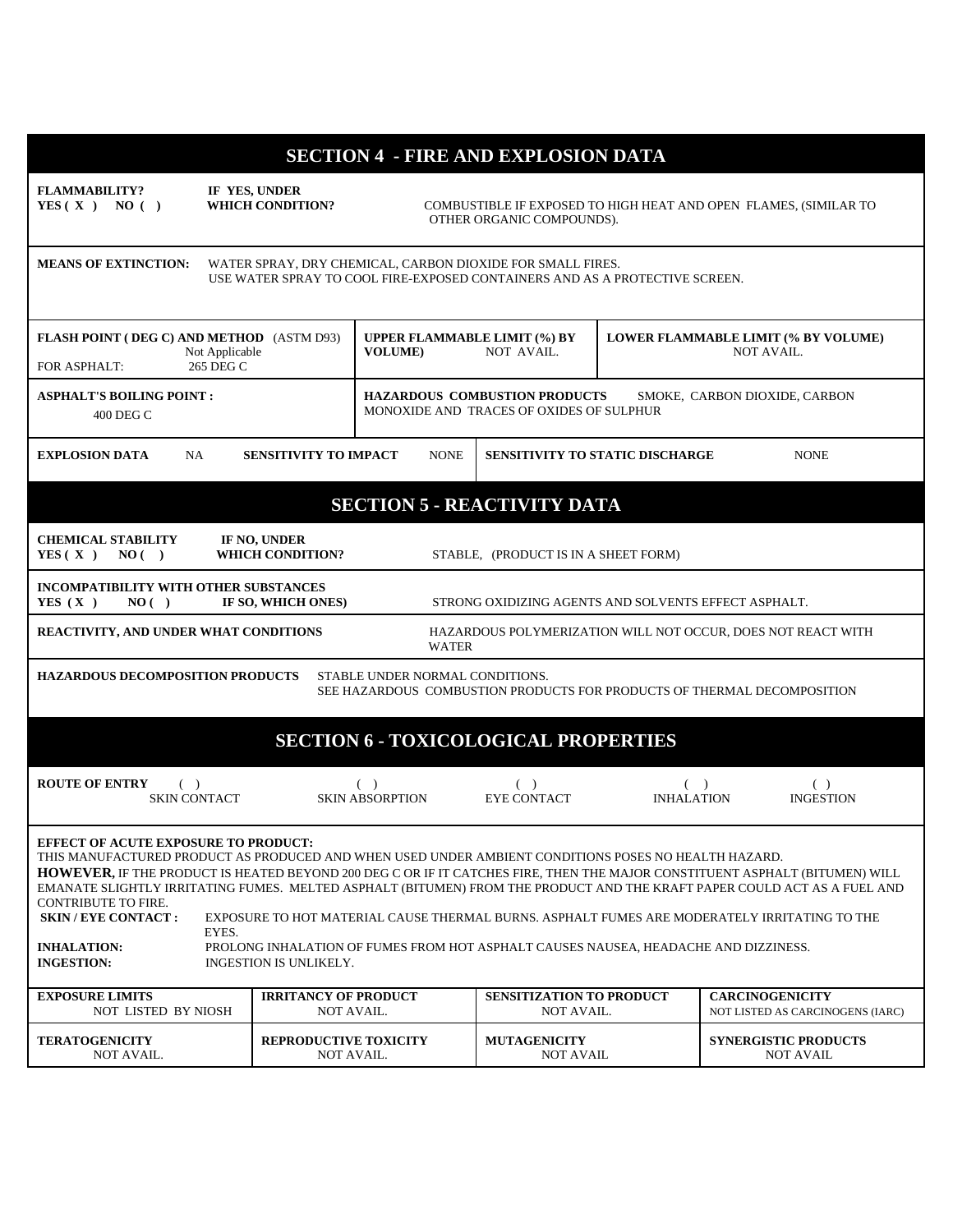## SECTION 4 - FIRE AND EXPLOSION DATA

**FLAMMABILITY?** YES ( X ) NO ( )

**IF YES, UNDER WHICH CONDITION?** COMBUSTIBLE IF EXPOSED TO HIGH HEAT AND OPEN FLAMES, (SIMILAR TO OTHER ORGANIC COMPOUNDS).

**MEANS OF EXTINCTION:** WATER SPRAY, DRY CHEMICAL, CARBON DIOXIDE FOR SMALL FIRES. USE WATER SPRAY TO COOL FIRE-EXPOSED CONTAINERS AND AS A PROTECTIVE SCREEN.

| **FLASH POINT ( DEG C) AND METHOD** (ASTM D93) | **UPPER FLAMMABLE LIMIT (%) BY VOLUME)** | **LOWER FLAMMABLE LIMIT (% BY VOLUME)** |
|---|---|---|
| Not Applicable<br>FOR ASPHALT: 265 DEG C | NOT AVAIL. | NOT AVAIL. |

| **ASPHALT'S BOILING POINT :** | **HAZARDOUS COMBUSTION PRODUCTS** |
|---|---|
| 400 DEG C | SMOKE, CARBON DIOXIDE, CARBON MONOXIDE AND TRACES OF OXIDES OF SULPHUR |

| **EXPLOSION DATA** | **SENSITIVITY TO IMPACT** | **SENSITIVITY TO STATIC DISCHARGE** |
|---|---|---|
| NA | NONE | NONE |

## SECTION 5 - REACTIVITY DATA

**CHEMICAL STABILITY** YES ( X ) NO ( )

**IF NO, UNDER WHICH CONDITION?** STABLE, (PRODUCT IS IN A SHEET FORM)

**INCOMPATIBILITY WITH OTHER SUBSTANCES** YES ( X ) NO ( )

**IF SO, WHICH ONES)** STRONG OXIDIZING AGENTS AND SOLVENTS EFFECT ASPHALT.

**REACTIVITY, AND UNDER WHAT CONDITIONS** HAZARDOUS POLYMERIZATION WILL NOT OCCUR, DOES NOT REACT WITH WATER

**HAZARDOUS DECOMPOSITION PRODUCTS** STABLE UNDER NORMAL CONDITIONS. SEE HAZARDOUS COMBUSTION PRODUCTS FOR PRODUCTS OF THERMAL DECOMPOSITION

## SECTION 6 - TOXICOLOGICAL PROPERTIES

**ROUTE OF ENTRY**

( ) SKIN CONTACT ( ) SKIN ABSORPTION ( ) EYE CONTACT ( ) INHALATION ( ) INGESTION

**EFFECT OF ACUTE EXPOSURE TO PRODUCT:**
THIS MANUFACTURED PRODUCT AS PRODUCED AND WHEN USED UNDER AMBIENT CONDITIONS POSES NO HEALTH HAZARD.
**HOWEVER,** IF THE PRODUCT IS HEATED BEYOND 200 DEG C OR IF IT CATCHES FIRE, THEN THE MAJOR CONSTITUENT ASPHALT (BITUMEN) WILL EMANATE SLIGHTLY IRRITATING FUMES. MELTED ASPHALT (BITUMEN) FROM THE PRODUCT AND THE KRAFT PAPER COULD ACT AS A FUEL AND CONTRIBUTE TO FIRE.

**SKIN / EYE CONTACT :** EXPOSURE TO HOT MATERIAL CAUSE THERMAL BURNS. ASPHALT FUMES ARE MODERATELY IRRITATING TO THE EYES.

**INHALATION:** PROLONG INHALATION OF FUMES FROM HOT ASPHALT CAUSES NAUSEA, HEADACHE AND DIZZINESS.

**INGESTION:** INGESTION IS UNLIKELY.

| **EXPOSURE LIMITS** | **IRRITANCY OF PRODUCT** | **SENSITIZATION TO PRODUCT** | **CARCINOGENICITY** |
|---|---|---|---|
| NOT LISTED BY NIOSH | NOT AVAIL. | NOT AVAIL. | NOT LISTED AS CARCINOGENS (IARC) |
| **TERATOGENICITY** | **REPRODUCTIVE TOXICITY** | **MUTAGENICITY** | **SYNERGISTIC PRODUCTS** |
| NOT AVAIL. | NOT AVAIL. | NOT AVAIL | NOT AVAIL |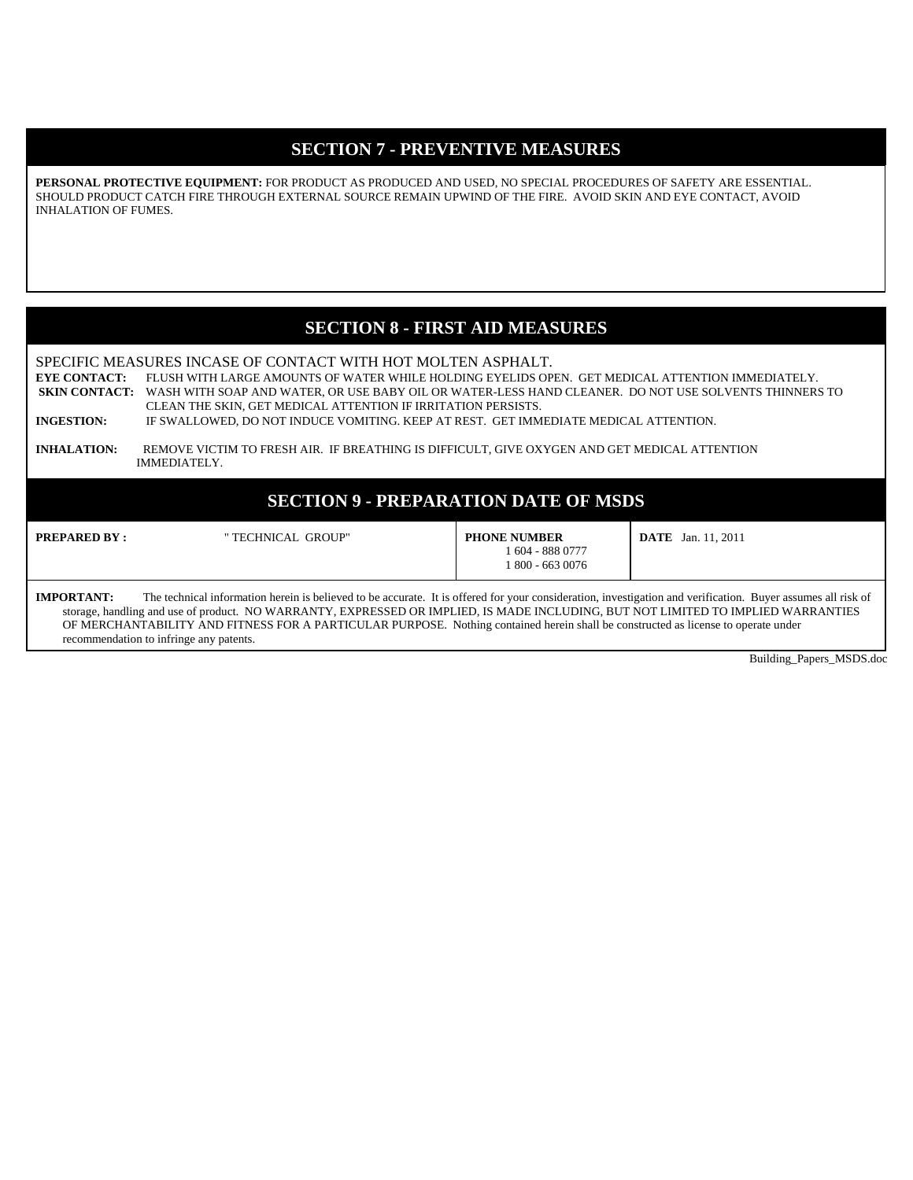## SECTION 7 - PREVENTIVE MEASURES

**PERSONAL PROTECTIVE EQUIPMENT:** FOR PRODUCT AS PRODUCED AND USED, NO SPECIAL PROCEDURES OF SAFETY ARE ESSENTIAL. SHOULD PRODUCT CATCH FIRE THROUGH EXTERNAL SOURCE REMAIN UPWIND OF THE FIRE. AVOID SKIN AND EYE CONTACT, AVOID INHALATION OF FUMES.

## SECTION 8 - FIRST AID MEASURES

SPECIFIC MEASURES INCASE OF CONTACT WITH HOT MOLTEN ASPHALT.

**EYE CONTACT:** FLUSH WITH LARGE AMOUNTS OF WATER WHILE HOLDING EYELIDS OPEN. GET MEDICAL ATTENTION IMMEDIATELY.

**SKIN CONTACT:** WASH WITH SOAP AND WATER, OR USE BABY OIL OR WATER-LESS HAND CLEANER. DO NOT USE SOLVENTS THINNERS TO CLEAN THE SKIN, GET MEDICAL ATTENTION IF IRRITATION PERSISTS.

**INGESTION:** IF SWALLOWED, DO NOT INDUCE VOMITING. KEEP AT REST. GET IMMEDIATE MEDICAL ATTENTION.

**INHALATION:** REMOVE VICTIM TO FRESH AIR. IF BREATHING IS DIFFICULT, GIVE OXYGEN AND GET MEDICAL ATTENTION IMMEDIATELY.

## SECTION 9 - PREPARATION DATE OF MSDS

| | | | |
|---|---|---|---|
| **PREPARED BY :** | " TECHNICAL GROUP" | **PHONE NUMBER** 1 604 - 888 0777 1 800 - 663 0076 | **DATE** Jan. 11, 2011 |

**IMPORTANT:** The technical information herein is believed to be accurate. It is offered for your consideration, investigation and verification. Buyer assumes all risk of storage, handling and use of product. NO WARRANTY, EXPRESSED OR IMPLIED, IS MADE INCLUDING, BUT NOT LIMITED TO IMPLIED WARRANTIES OF MERCHANTABILITY AND FITNESS FOR A PARTICULAR PURPOSE. Nothing contained herein shall be constructed as license to operate under recommendation to infringe any patents.

Building_Papers_MSDS.doc